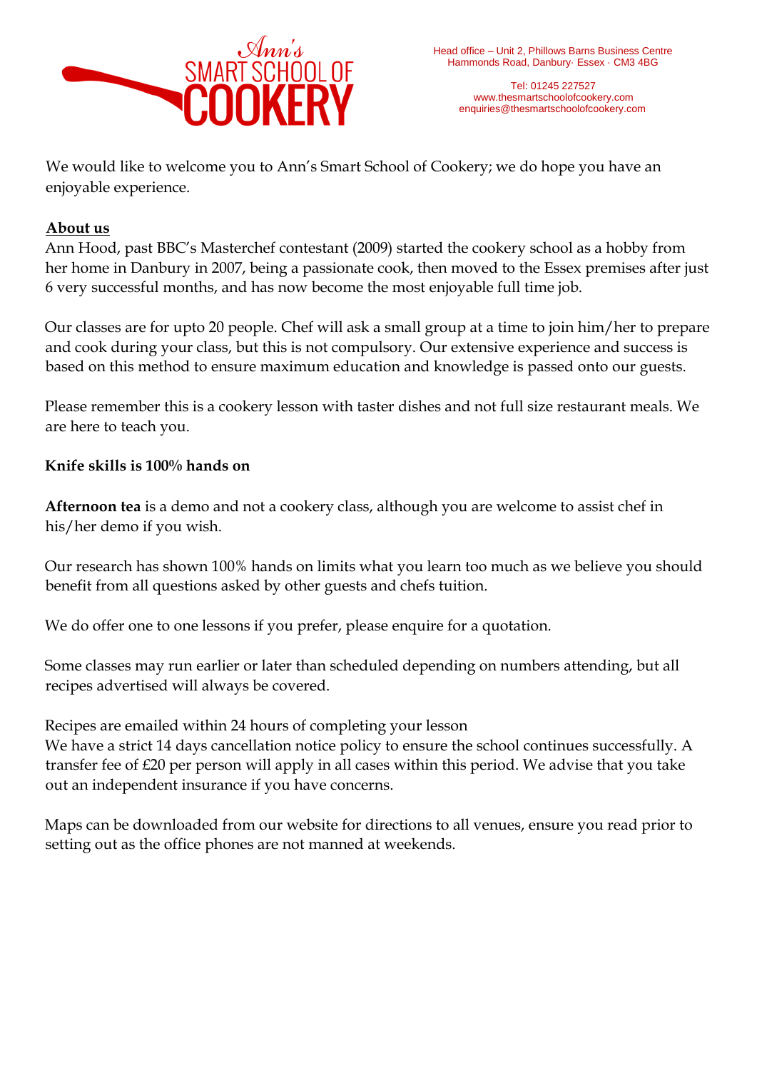Ann's SMART SCHOOL OF COOKERY

Head office – Unit 2, Phillows Barns Business Centre
Hammonds Road, Danbury· Essex · CM3 4BG

Tel: 01245 227527
www.thesmartschoolofcookery.com
enquiries@thesmartschoolofcookery.com

We would like to welcome you to Ann's Smart School of Cookery; we do hope you have an enjoyable experience.

**About us**

Ann Hood, past BBC's Masterchef contestant (2009) started the cookery school as a hobby from her home in Danbury in 2007, being a passionate cook, then moved to the Essex premises after just 6 very successful months, and has now become the most enjoyable full time job.

Our classes are for upto 20 people. Chef will ask a small group at a time to join him/her to prepare and cook during your class, but this is not compulsory. Our extensive experience and success is based on this method to ensure maximum education and knowledge is passed onto our guests.

Please remember this is a cookery lesson with taster dishes and not full size restaurant meals. We are here to teach you.

**Knife skills is 100% hands on**

**Afternoon tea** is a demo and not a cookery class, although you are welcome to assist chef in his/her demo if you wish.

Our research has shown 100% hands on limits what you learn too much as we believe you should benefit from all questions asked by other guests and chefs tuition.

We do offer one to one lessons if you prefer, please enquire for a quotation.

Some classes may run earlier or later than scheduled depending on numbers attending, but all recipes advertised will always be covered.

Recipes are emailed within 24 hours of completing your lesson
We have a strict 14 days cancellation notice policy to ensure the school continues successfully. A transfer fee of £20 per person will apply in all cases within this period. We advise that you take out an independent insurance if you have concerns.

Maps can be downloaded from our website for directions to all venues, ensure you read prior to setting out as the office phones are not manned at weekends.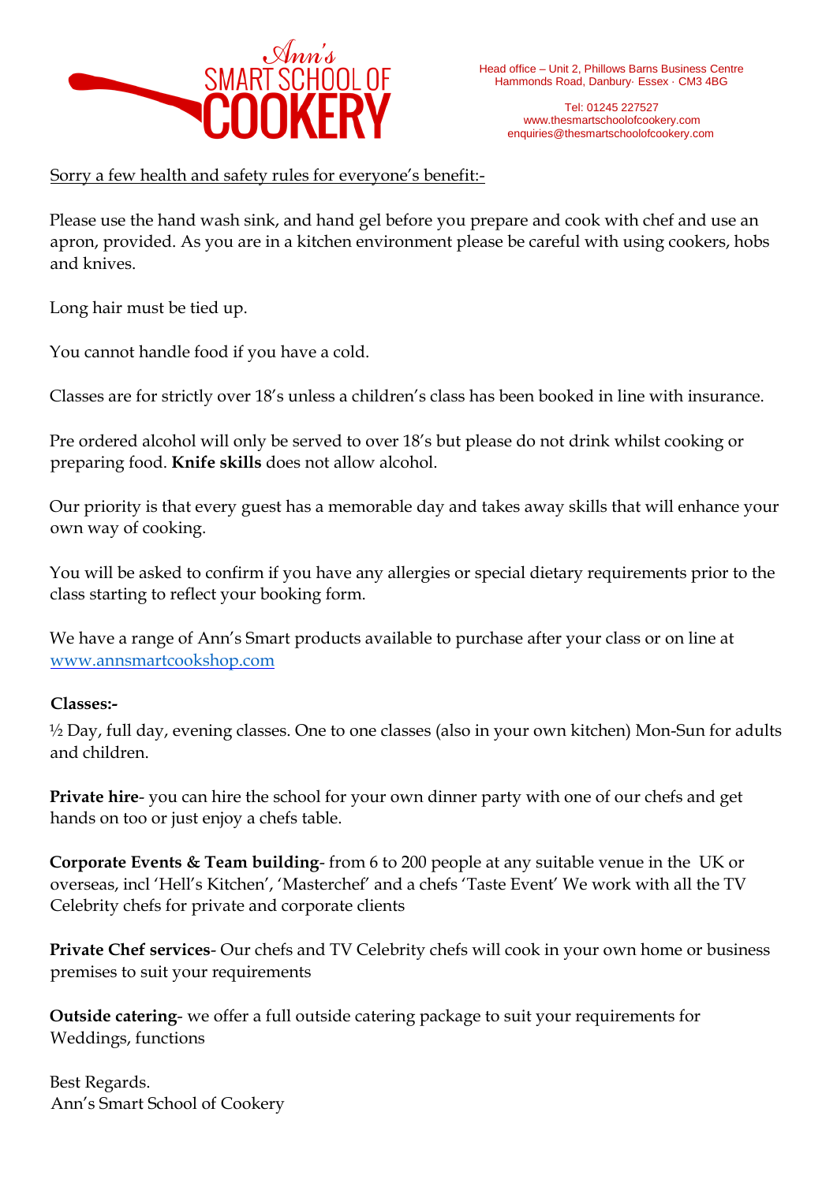**Ann's SMART SCHOOL OF COOKERY**

Head office – Unit 2, Phillows Barns Business Centre
Hammonds Road, Danbury· Essex · CM3 4BG

Tel: 01245 227527
www.thesmartschoolofcookery.com
enquiries@thesmartschoolofcookery.com

Sorry a few health and safety rules for everyone's benefit:-

Please use the hand wash sink, and hand gel before you prepare and cook with chef and use an apron, provided. As you are in a kitchen environment please be careful with using cookers, hobs and knives.

Long hair must be tied up.

You cannot handle food if you have a cold.

Classes are for strictly over 18's unless a children's class has been booked in line with insurance.

Pre ordered alcohol will only be served to over 18's but please do not drink whilst cooking or preparing food. **Knife skills** does not allow alcohol.

Our priority is that every guest has a memorable day and takes away skills that will enhance your own way of cooking.

You will be asked to confirm if you have any allergies or special dietary requirements prior to the class starting to reflect your booking form.

We have a range of Ann's Smart products available to purchase after your class or on line at www.annsmartcookshop.com

**Classes:-**

½ Day, full day, evening classes. One to one classes (also in your own kitchen) Mon-Sun for adults and children.

**Private hire**- you can hire the school for your own dinner party with one of our chefs and get hands on too or just enjoy a chefs table.

**Corporate Events & Team building**- from 6 to 200 people at any suitable venue in the UK or overseas, incl 'Hell's Kitchen', 'Masterchef' and a chefs 'Taste Event' We work with all the TV Celebrity chefs for private and corporate clients

**Private Chef services**- Our chefs and TV Celebrity chefs will cook in your own home or business premises to suit your requirements

**Outside catering**- we offer a full outside catering package to suit your requirements for Weddings, functions

Best Regards.
Ann's Smart School of Cookery